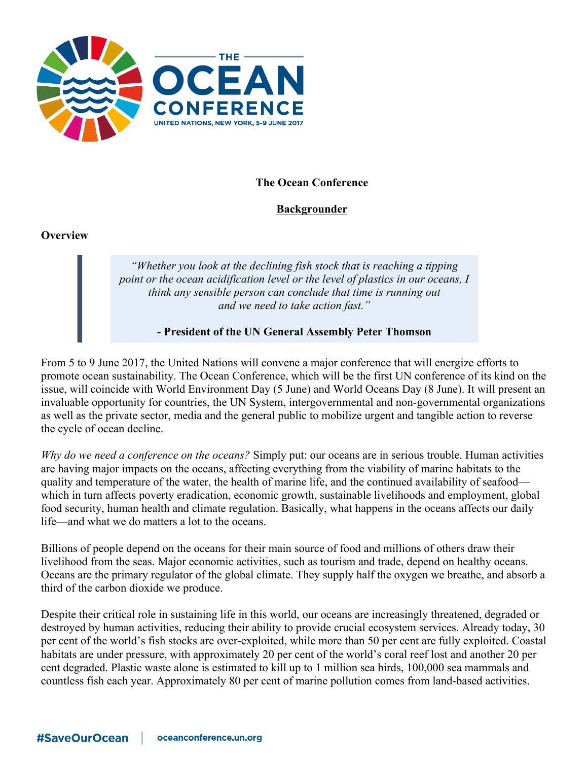THE OCEAN CONFERENCE

UNITED NATIONS, NEW YORK, 5-9 JUNE 2017

# The Ocean Conference

## Backgrounder

### Overview

> *"Whether you look at the declining fish stock that is reaching a tipping point or the ocean acidification level or the level of plastics in our oceans, I think any sensible person can conclude that time is running out and we need to take action fast."*
>
> **- President of the UN General Assembly Peter Thomson**

From 5 to 9 June 2017, the United Nations will convene a major conference that will energize efforts to promote ocean sustainability. The Ocean Conference, which will be the first UN conference of its kind on the issue, will coincide with World Environment Day (5 June) and World Oceans Day (8 June). It will present an invaluable opportunity for countries, the UN System, intergovernmental and non-governmental organizations as well as the private sector, media and the general public to mobilize urgent and tangible action to reverse the cycle of ocean decline.

*Why do we need a conference on the oceans?* Simply put: our oceans are in serious trouble. Human activities are having major impacts on the oceans, affecting everything from the viability of marine habitats to the quality and temperature of the water, the health of marine life, and the continued availability of seafood—which in turn affects poverty eradication, economic growth, sustainable livelihoods and employment, global food security, human health and climate regulation. Basically, what happens in the oceans affects our daily life—and what we do matters a lot to the oceans.

Billions of people depend on the oceans for their main source of food and millions of others draw their livelihood from the seas. Major economic activities, such as tourism and trade, depend on healthy oceans. Oceans are the primary regulator of the global climate. They supply half the oxygen we breathe, and absorb a third of the carbon dioxide we produce.

Despite their critical role in sustaining life in this world, our oceans are increasingly threatened, degraded or destroyed by human activities, reducing their ability to provide crucial ecosystem services. Already today, 30 per cent of the world's fish stocks are over-exploited, while more than 50 per cent are fully exploited. Coastal habitats are under pressure, with approximately 20 per cent of the world's coral reef lost and another 20 per cent degraded. Plastic waste alone is estimated to kill up to 1 million sea birds, 100,000 sea mammals and countless fish each year. Approximately 80 per cent of marine pollution comes from land-based activities.

#SaveOurOcean | oceanconference.un.org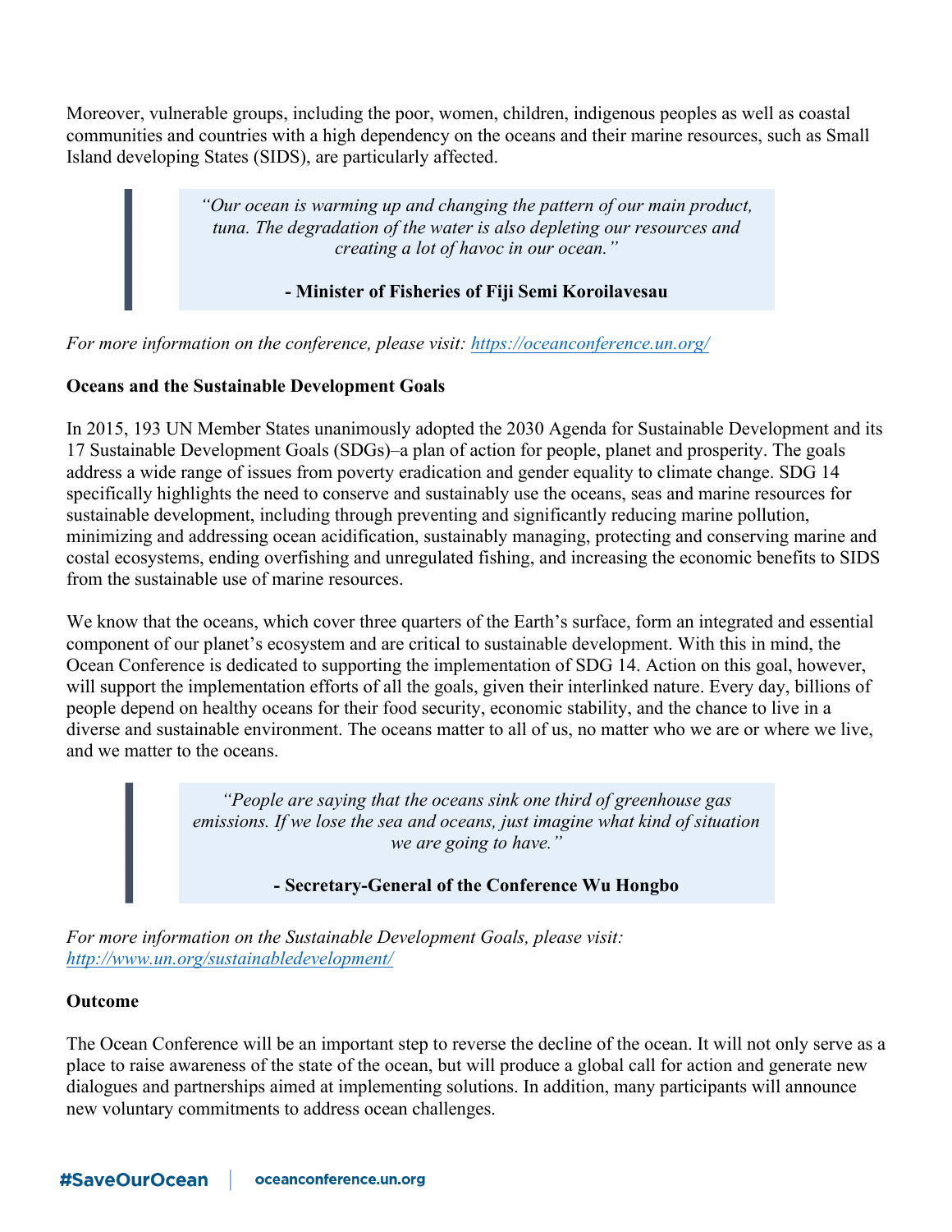Moreover, vulnerable groups, including the poor, women, children, indigenous peoples as well as coastal communities and countries with a high dependency on the oceans and their marine resources, such as Small Island developing States (SIDS), are particularly affected.

> *"Our ocean is warming up and changing the pattern of our main product, tuna. The degradation of the water is also depleting our resources and creating a lot of havoc in our ocean."*
>
> **- Minister of Fisheries of Fiji Semi Koroilavesau**

*For more information on the conference, please visit: [https://oceanconference.un.org/](https://oceanconference.un.org/)*

**Oceans and the Sustainable Development Goals**

In 2015, 193 UN Member States unanimously adopted the 2030 Agenda for Sustainable Development and its 17 Sustainable Development Goals (SDGs)–a plan of action for people, planet and prosperity. The goals address a wide range of issues from poverty eradication and gender equality to climate change. SDG 14 specifically highlights the need to conserve and sustainably use the oceans, seas and marine resources for sustainable development, including through preventing and significantly reducing marine pollution, minimizing and addressing ocean acidification, sustainably managing, protecting and conserving marine and costal ecosystems, ending overfishing and unregulated fishing, and increasing the economic benefits to SIDS from the sustainable use of marine resources.

We know that the oceans, which cover three quarters of the Earth's surface, form an integrated and essential component of our planet's ecosystem and are critical to sustainable development. With this in mind, the Ocean Conference is dedicated to supporting the implementation of SDG 14. Action on this goal, however, will support the implementation efforts of all the goals, given their interlinked nature. Every day, billions of people depend on healthy oceans for their food security, economic stability, and the chance to live in a diverse and sustainable environment. The oceans matter to all of us, no matter who we are or where we live, and we matter to the oceans.

> *"People are saying that the oceans sink one third of greenhouse gas emissions. If we lose the sea and oceans, just imagine what kind of situation we are going to have."*
>
> **- Secretary-General of the Conference Wu Hongbo**

*For more information on the Sustainable Development Goals, please visit: [http://www.un.org/sustainabledevelopment/](http://www.un.org/sustainabledevelopment/)*

**Outcome**

The Ocean Conference will be an important step to reverse the decline of the ocean. It will not only serve as a place to raise awareness of the state of the ocean, but will produce a global call for action and generate new dialogues and partnerships aimed at implementing solutions. In addition, many participants will announce new voluntary commitments to address ocean challenges.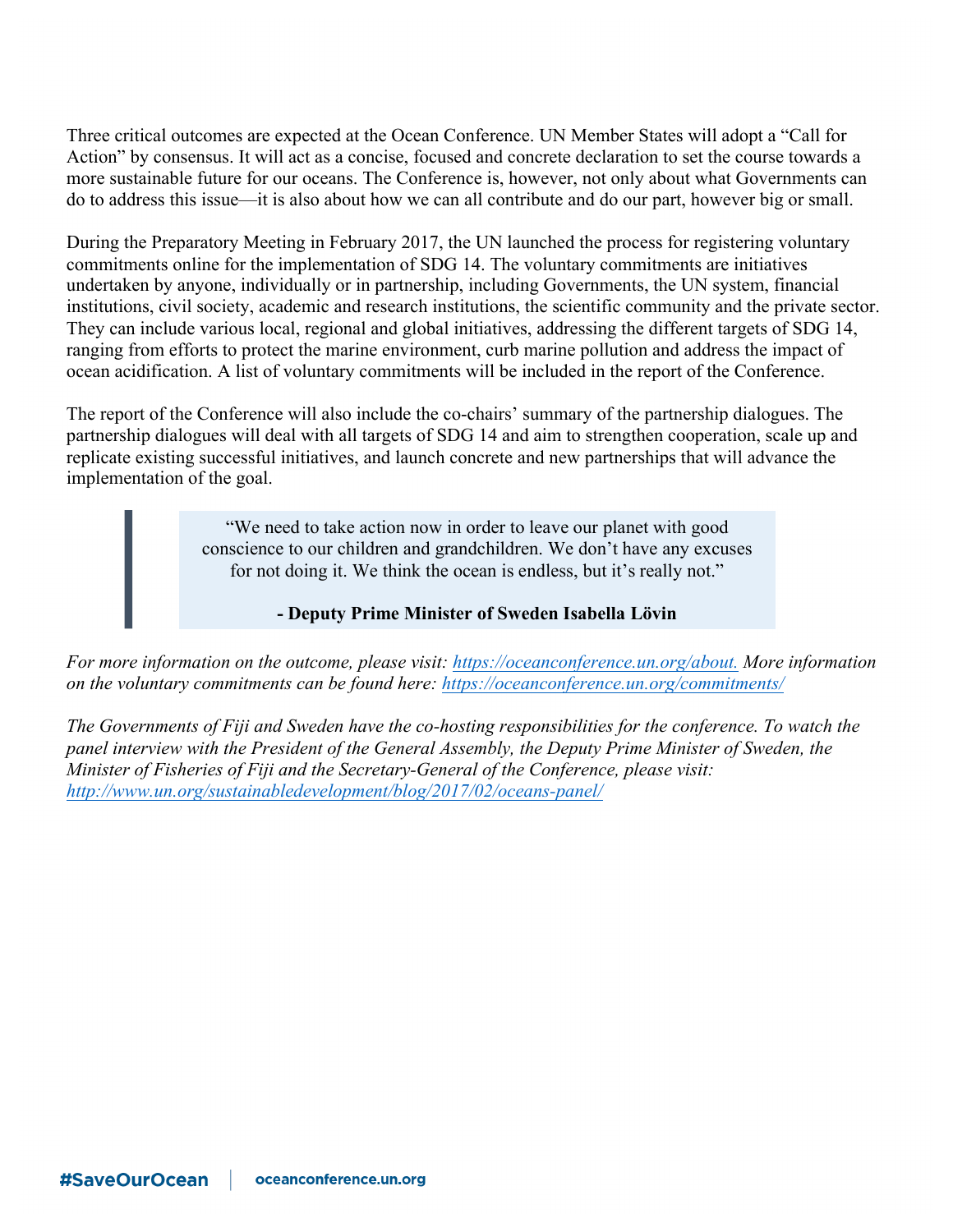Three critical outcomes are expected at the Ocean Conference. UN Member States will adopt a "Call for Action" by consensus. It will act as a concise, focused and concrete declaration to set the course towards a more sustainable future for our oceans. The Conference is, however, not only about what Governments can do to address this issue—it is also about how we can all contribute and do our part, however big or small.

During the Preparatory Meeting in February 2017, the UN launched the process for registering voluntary commitments online for the implementation of SDG 14. The voluntary commitments are initiatives undertaken by anyone, individually or in partnership, including Governments, the UN system, financial institutions, civil society, academic and research institutions, the scientific community and the private sector. They can include various local, regional and global initiatives, addressing the different targets of SDG 14, ranging from efforts to protect the marine environment, curb marine pollution and address the impact of ocean acidification. A list of voluntary commitments will be included in the report of the Conference.

The report of the Conference will also include the co-chairs' summary of the partnership dialogues. The partnership dialogues will deal with all targets of SDG 14 and aim to strengthen cooperation, scale up and replicate existing successful initiatives, and launch concrete and new partnerships that will advance the implementation of the goal.

> "We need to take action now in order to leave our planet with good conscience to our children and grandchildren. We don't have any excuses for not doing it. We think the ocean is endless, but it's really not."
>
> **- Deputy Prime Minister of Sweden Isabella Lövin**

*For more information on the outcome, please visit: [https://oceanconference.un.org/about.](https://oceanconference.un.org/about) More information on the voluntary commitments can be found here: [https://oceanconference.un.org/commitments/](https://oceanconference.un.org/commitments/)*

*The Governments of Fiji and Sweden have the co-hosting responsibilities for the conference. To watch the panel interview with the President of the General Assembly, the Deputy Prime Minister of Sweden, the Minister of Fisheries of Fiji and the Secretary-General of the Conference, please visit: [http://www.un.org/sustainabledevelopment/blog/2017/02/oceans-panel/](http://www.un.org/sustainabledevelopment/blog/2017/02/oceans-panel/)*